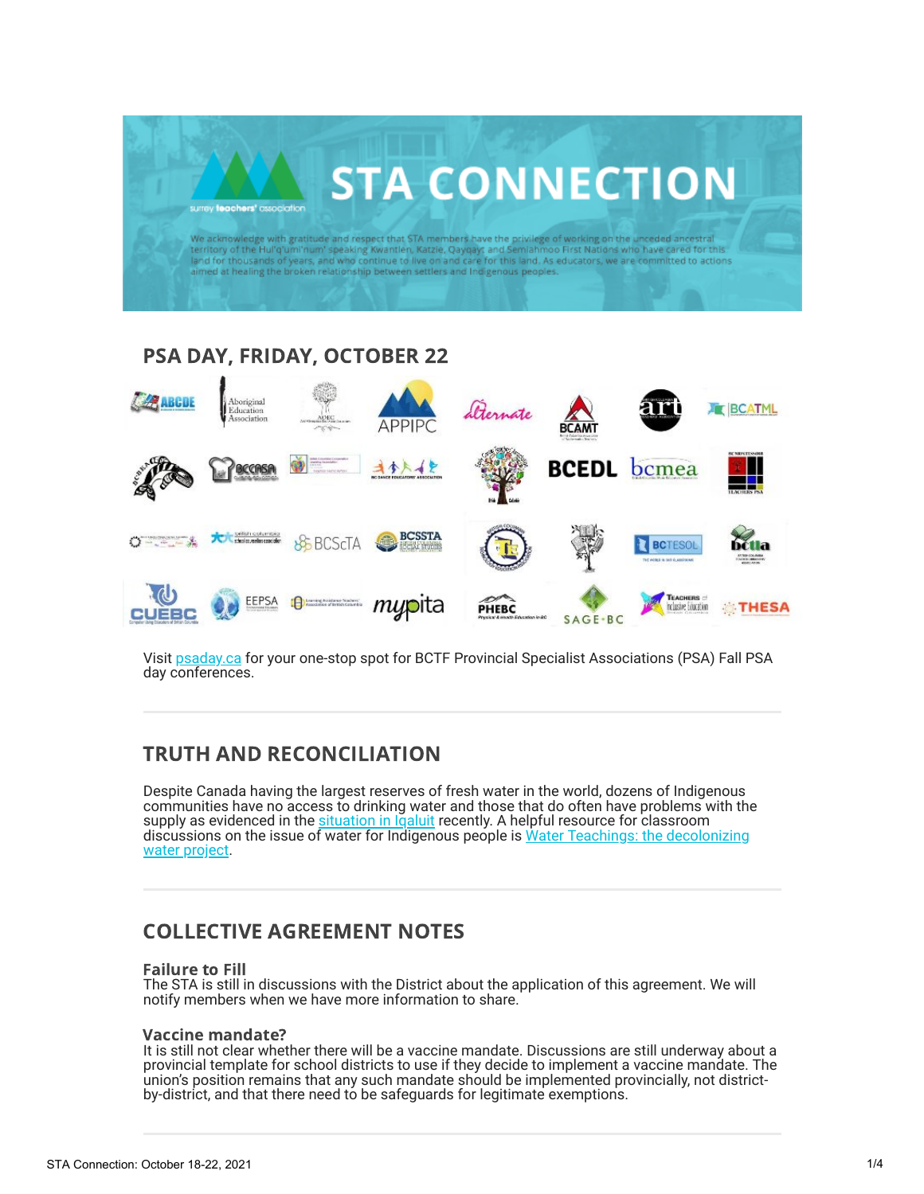# STA CONNECTION

surrey teachers' association

We acknowledge with gratitude and respect that STA members have the privilege of working on the unceded ancestral territory of the Hul'q'umi'num' speaking Kwantlen, Katzie, Qayqayt and Semiahmoo First Nations who have cared for this land for thousands of years, and who continue to live on and care for this land. As educators, we are committed to actions aimed at healing the broken relationship between settlers and Indigenous peoples.

## PSA DAY, FRIDAY, OCTOBER 22

Visit psaday.ca for your one-stop spot for BCTF Provincial Specialist Associations (PSA) Fall PSA day conferences.

## TRUTH AND RECONCILIATION

Despite Canada having the largest reserves of fresh water in the world, dozens of Indigenous communities have no access to drinking water and those that do often have problems with the supply as evidenced in the situation in Iqaluit recently. A helpful resource for classroom discussions on the issue of water for Indigenous people is Water Teachings: the decolonizing water project.

## COLLECTIVE AGREEMENT NOTES

### Failure to Fill

The STA is still in discussions with the District about the application of this agreement. We will notify members when we have more information to share.

### Vaccine mandate?

It is still not clear whether there will be a vaccine mandate. Discussions are still underway about a provincial template for school districts to use if they decide to implement a vaccine mandate. The union's position remains that any such mandate should be implemented provincially, not district-by-district, and that there need to be safeguards for legitimate exemptions.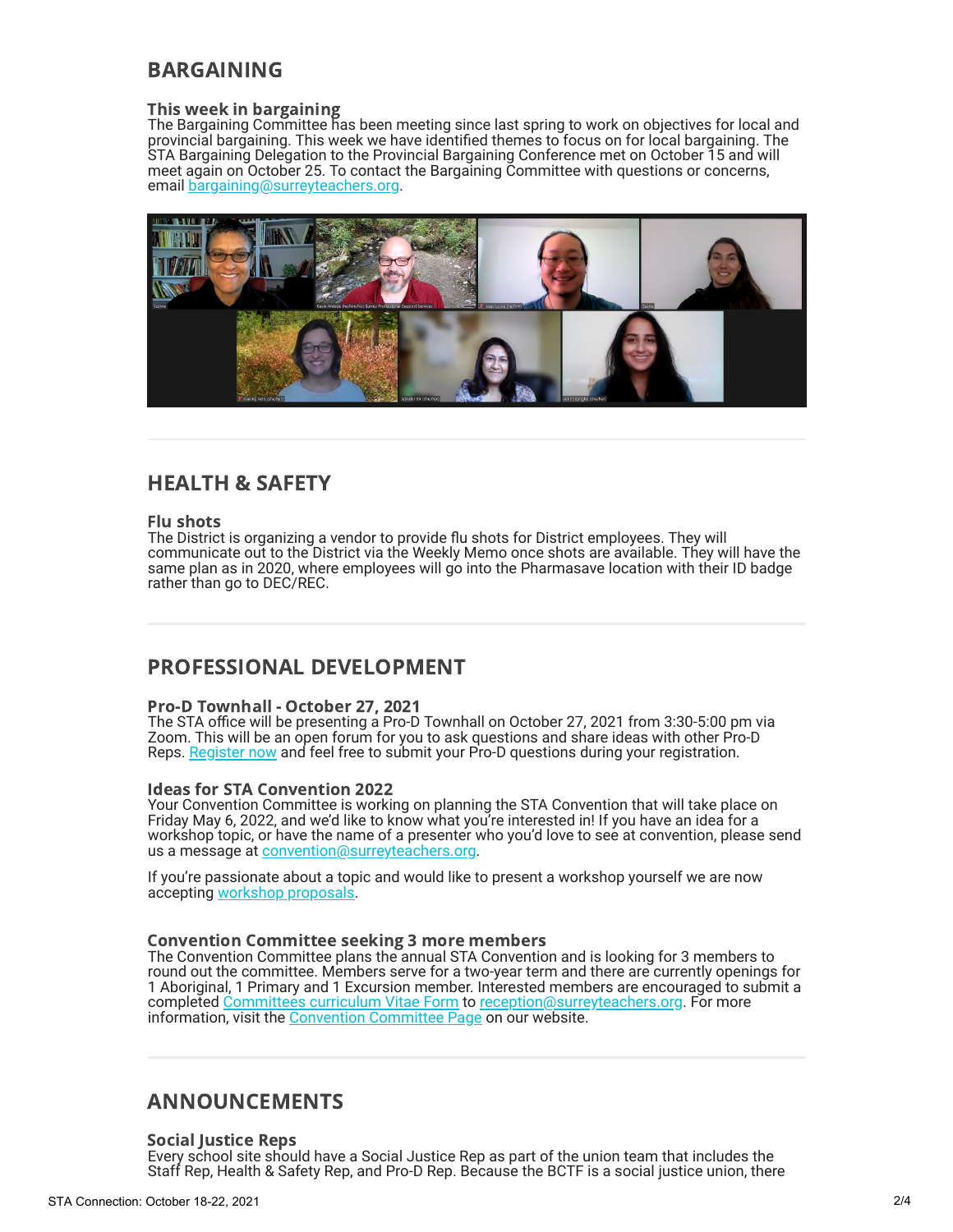## BARGAINING

### This week in bargaining

The Bargaining Committee has been meeting since last spring to work on objectives for local and provincial bargaining. This week we have identified themes to focus on for local bargaining. The STA Bargaining Delegation to the Provincial Bargaining Conference met on October 15 and will meet again on October 25. To contact the Bargaining Committee with questions or concerns, email bargaining@surreyteachers.org.

## HEALTH & SAFETY

### Flu shots

The District is organizing a vendor to provide flu shots for District employees. They will communicate out to the District via the Weekly Memo once shots are available. They will have the same plan as in 2020, where employees will go into the Pharmasave location with their ID badge rather than go to DEC/REC.

## PROFESSIONAL DEVELOPMENT

### Pro-D Townhall - October 27, 2021

The STA office will be presenting a Pro-D Townhall on October 27, 2021 from 3:30-5:00 pm via Zoom. This will be an open forum for you to ask questions and share ideas with other Pro-D Reps. Register now and feel free to submit your Pro-D questions during your registration.

### Ideas for STA Convention 2022

Your Convention Committee is working on planning the STA Convention that will take place on Friday May 6, 2022, and we'd like to know what you're interested in! If you have an idea for a workshop topic, or have the name of a presenter who you'd love to see at convention, please send us a message at convention@surreyteachers.org.

If you're passionate about a topic and would like to present a workshop yourself we are now accepting workshop proposals.

### Convention Committee seeking 3 more members

The Convention Committee plans the annual STA Convention and is looking for 3 members to round out the committee. Members serve for a two-year term and there are currently openings for 1 Aboriginal, 1 Primary and 1 Excursion member. Interested members are encouraged to submit a completed Committees curriculum Vitae Form to reception@surreyteachers.org. For more information, visit the Convention Committee Page on our website.

## ANNOUNCEMENTS

### Social Justice Reps

Every school site should have a Social Justice Rep as part of the union team that includes the Staff Rep, Health & Safety Rep, and Pro-D Rep. Because the BCTF is a social justice union, there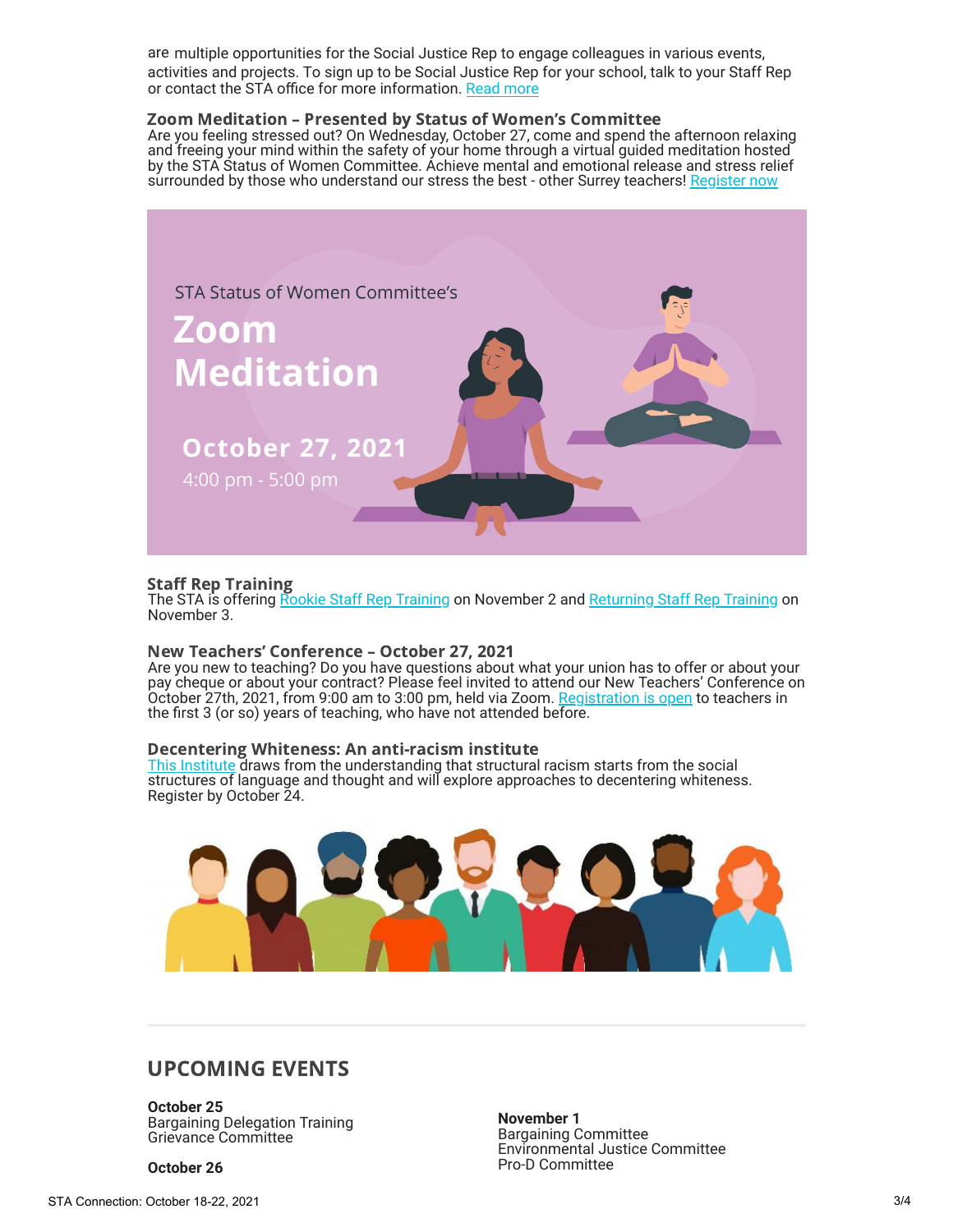are multiple opportunities for the Social Justice Rep to engage colleagues in various events, activities and projects. To sign up to be Social Justice Rep for your school, talk to your Staff Rep or contact the STA office for more information. Read more

### Zoom Meditation – Presented by Status of Women's Committee

Are you feeling stressed out? On Wednesday, October 27, come and spend the afternoon relaxing and freeing your mind within the safety of your home through a virtual guided meditation hosted by the STA Status of Women Committee. Achieve mental and emotional release and stress relief surrounded by those who understand our stress the best - other Surrey teachers! Register now

STA Status of Women Committee's

**Zoom Meditation**

**October 27, 2021**

4:00 pm - 5:00 pm

### Staff Rep Training

The STA is offering Rookie Staff Rep Training on November 2 and Returning Staff Rep Training on November 3.

### New Teachers' Conference – October 27, 2021

Are you new to teaching? Do you have questions about what your union has to offer or about your pay cheque or about your contract? Please feel invited to attend our New Teachers' Conference on October 27th, 2021, from 9:00 am to 3:00 pm, held via Zoom. Registration is open to teachers in the first 3 (or so) years of teaching, who have not attended before.

### Decentering Whiteness: An anti-racism institute

This Institute draws from the understanding that structural racism starts from the social structures of language and thought and will explore approaches to decentering whiteness. Register by October 24.

---

## UPCOMING EVENTS

**October 25**
Bargaining Delegation Training
Grievance Committee

**October 26**

**November 1**
Bargaining Committee
Environmental Justice Committee
Pro-D Committee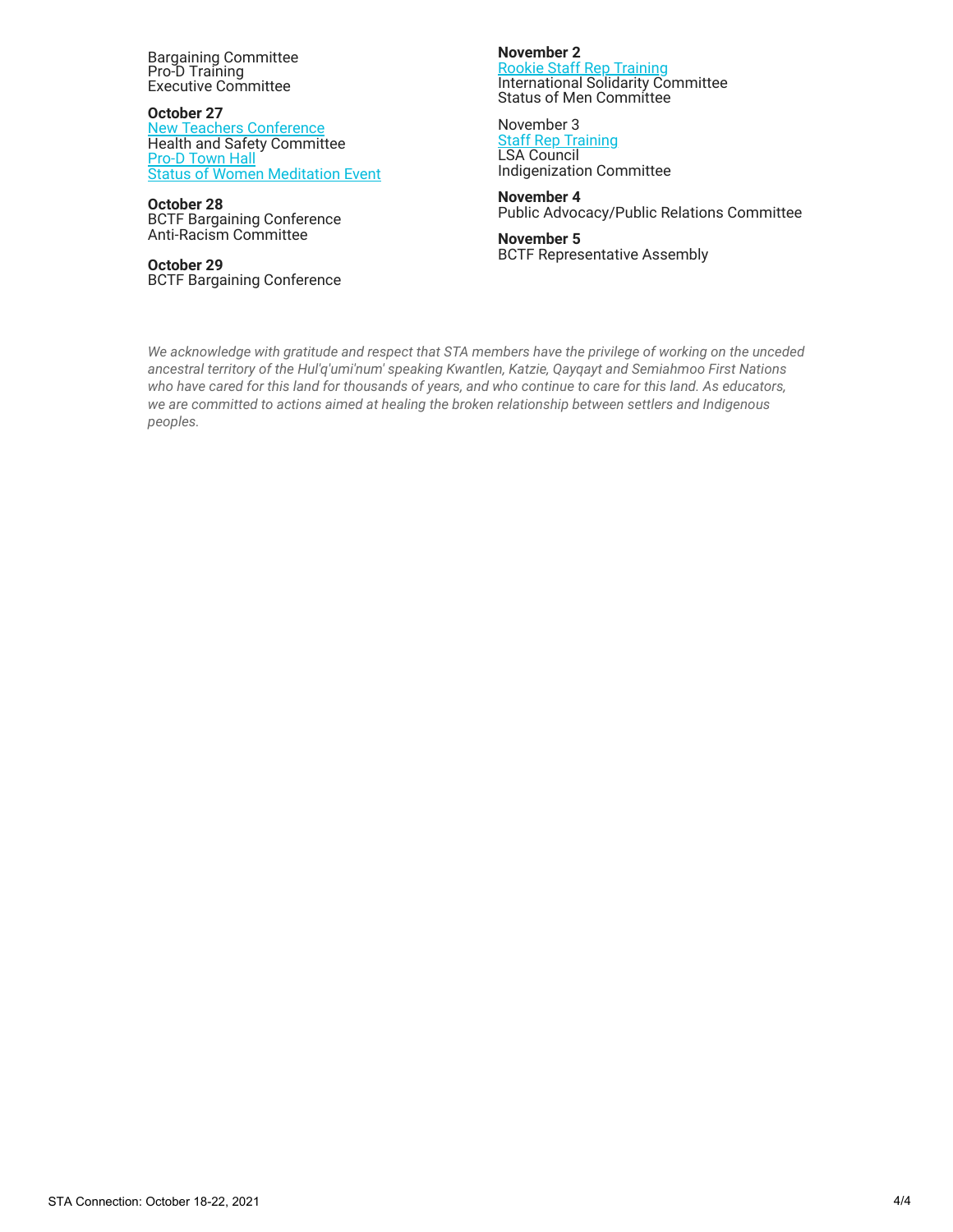Bargaining Committee
Pro-D Training
Executive Committee

**October 27**
New Teachers Conference
Health and Safety Committee
Pro-D Town Hall
Status of Women Meditation Event

**October 28**
BCTF Bargaining Conference
Anti-Racism Committee

**October 29**
BCTF Bargaining Conference

**November 2**
Rookie Staff Rep Training
International Solidarity Committee
Status of Men Committee

November 3
Staff Rep Training
LSA Council
Indigenization Committee

**November 4**
Public Advocacy/Public Relations Committee

**November 5**
BCTF Representative Assembly

*We acknowledge with gratitude and respect that STA members have the privilege of working on the unceded ancestral territory of the Hul'q'umi'num' speaking Kwantlen, Katzie, Qayqayt and Semiahmoo First Nations who have cared for this land for thousands of years, and who continue to care for this land. As educators, we are committed to actions aimed at healing the broken relationship between settlers and Indigenous peoples.*